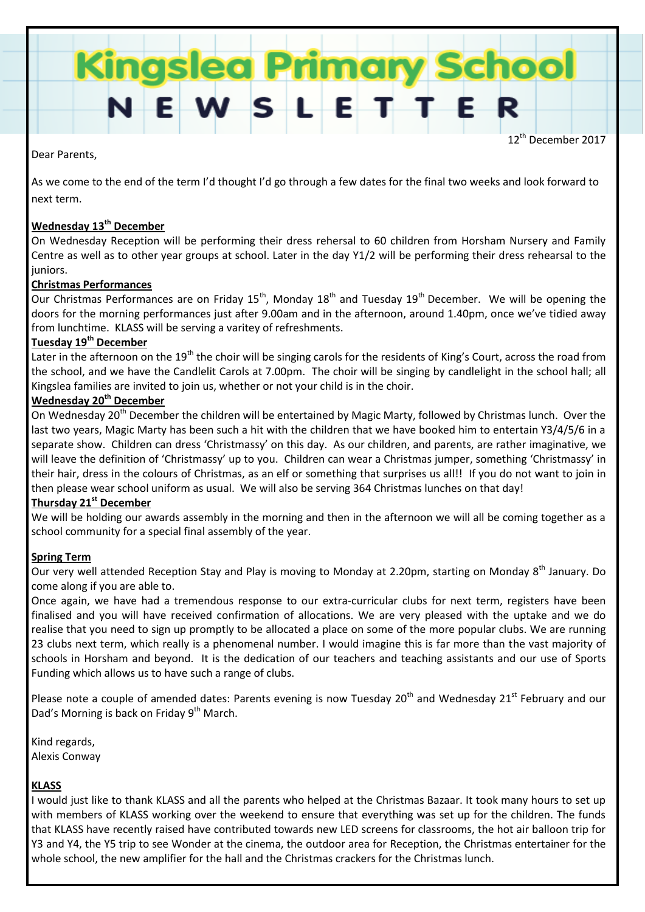# Kingslea Primary School

## NEWSLETTER

12th December 2017

Dear Parents,

As we come to the end of the term I'd thought I'd go through a few dates for the final two weeks and look forward to next term.

**Wednesday 13th December**

On Wednesday Reception will be performing their dress rehersal to 60 children from Horsham Nursery and Family Centre as well as to other year groups at school. Later in the day Y1/2 will be performing their dress rehearsal to the juniors.

**Christmas Performances**

Our Christmas Performances are on Friday 15th, Monday 18th and Tuesday 19th December. We will be opening the doors for the morning performances just after 9.00am and in the afternoon, around 1.40pm, once we've tidied away from lunchtime. KLASS will be serving a varitey of refreshments.

**Tuesday 19th December**

Later in the afternoon on the 19th the choir will be singing carols for the residents of King's Court, across the road from the school, and we have the Candlelit Carols at 7.00pm. The choir will be singing by candlelight in the school hall; all Kingslea families are invited to join us, whether or not your child is in the choir.

**Wednesday 20th December**

On Wednesday 20th December the children will be entertained by Magic Marty, followed by Christmas lunch. Over the last two years, Magic Marty has been such a hit with the children that we have booked him to entertain Y3/4/5/6 in a separate show. Children can dress 'Christmassy' on this day. As our children, and parents, are rather imaginative, we will leave the definition of 'Christmassy' up to you. Children can wear a Christmas jumper, something 'Christmassy' in their hair, dress in the colours of Christmas, as an elf or something that surprises us all!! If you do not want to join in then please wear school uniform as usual. We will also be serving 364 Christmas lunches on that day!

**Thursday 21st December**

We will be holding our awards assembly in the morning and then in the afternoon we will all be coming together as a school community for a special final assembly of the year.

**Spring Term**

Our very well attended Reception Stay and Play is moving to Monday at 2.20pm, starting on Monday 8th January. Do come along if you are able to.

Once again, we have had a tremendous response to our extra-curricular clubs for next term, registers have been finalised and you will have received confirmation of allocations. We are very pleased with the uptake and we do realise that you need to sign up promptly to be allocated a place on some of the more popular clubs. We are running 23 clubs next term, which really is a phenomenal number. I would imagine this is far more than the vast majority of schools in Horsham and beyond. It is the dedication of our teachers and teaching assistants and our use of Sports Funding which allows us to have such a range of clubs.

Please note a couple of amended dates: Parents evening is now Tuesday 20th and Wednesday 21st February and our Dad's Morning is back on Friday 9th March.

Kind regards,
Alexis Conway

**KLASS**

I would just like to thank KLASS and all the parents who helped at the Christmas Bazaar. It took many hours to set up with members of KLASS working over the weekend to ensure that everything was set up for the children. The funds that KLASS have recently raised have contributed towards new LED screens for classrooms, the hot air balloon trip for Y3 and Y4, the Y5 trip to see Wonder at the cinema, the outdoor area for Reception, the Christmas entertainer for the whole school, the new amplifier for the hall and the Christmas crackers for the Christmas lunch.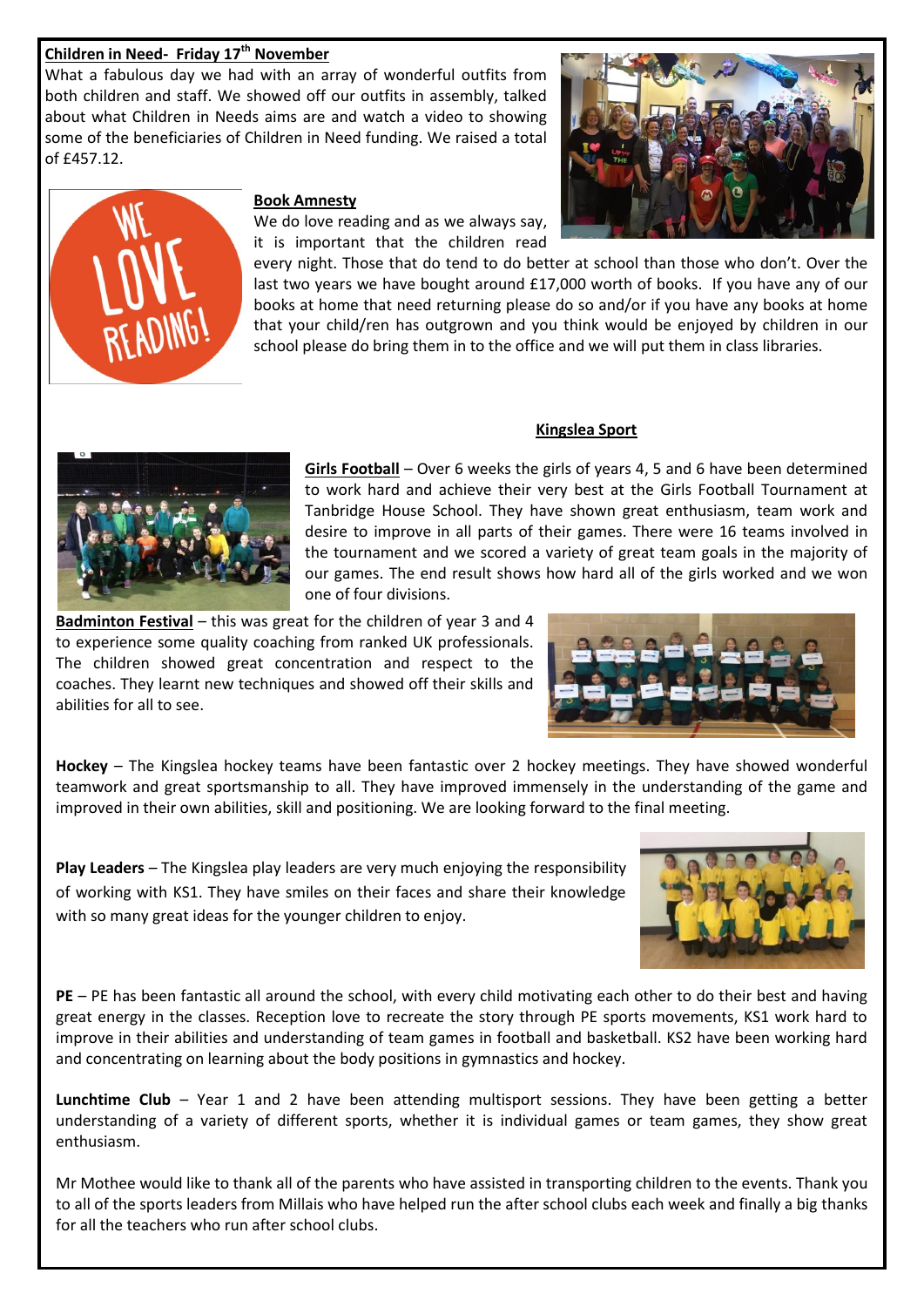**Children in Need- Friday 17th November**

What a fabulous day we had with an array of wonderful outfits from both children and staff. We showed off our outfits in assembly, talked about what Children in Needs aims are and watch a video to showing some of the beneficiaries of Children in Need funding. We raised a total of £457.12.

**Book Amnesty**

We do love reading and as we always say, it is important that the children read every night. Those that do tend to do better at school than those who don't. Over the last two years we have bought around £17,000 worth of books. If you have any of our books at home that need returning please do so and/or if you have any books at home that your child/ren has outgrown and you think would be enjoyed by children in our school please do bring them in to the office and we will put them in class libraries.

**Kingslea Sport**

**Girls Football** – Over 6 weeks the girls of years 4, 5 and 6 have been determined to work hard and achieve their very best at the Girls Football Tournament at Tanbridge House School. They have shown great enthusiasm, team work and desire to improve in all parts of their games. There were 16 teams involved in the tournament and we scored a variety of great team goals in the majority of our games. The end result shows how hard all of the girls worked and we won one of four divisions.

**Badminton Festival** – this was great for the children of year 3 and 4 to experience some quality coaching from ranked UK professionals. The children showed great concentration and respect to the coaches. They learnt new techniques and showed off their skills and abilities for all to see.

**Hockey** – The Kingslea hockey teams have been fantastic over 2 hockey meetings. They have showed wonderful teamwork and great sportsmanship to all. They have improved immensely in the understanding of the game and improved in their own abilities, skill and positioning. We are looking forward to the final meeting.

**Play Leaders** – The Kingslea play leaders are very much enjoying the responsibility of working with KS1. They have smiles on their faces and share their knowledge with so many great ideas for the younger children to enjoy.

**PE** – PE has been fantastic all around the school, with every child motivating each other to do their best and having great energy in the classes. Reception love to recreate the story through PE sports movements, KS1 work hard to improve in their abilities and understanding of team games in football and basketball. KS2 have been working hard and concentrating on learning about the body positions in gymnastics and hockey.

**Lunchtime Club** – Year 1 and 2 have been attending multisport sessions. They have been getting a better understanding of a variety of different sports, whether it is individual games or team games, they show great enthusiasm.

Mr Mothee would like to thank all of the parents who have assisted in transporting children to the events. Thank you to all of the sports leaders from Millais who have helped run the after school clubs each week and finally a big thanks for all the teachers who run after school clubs.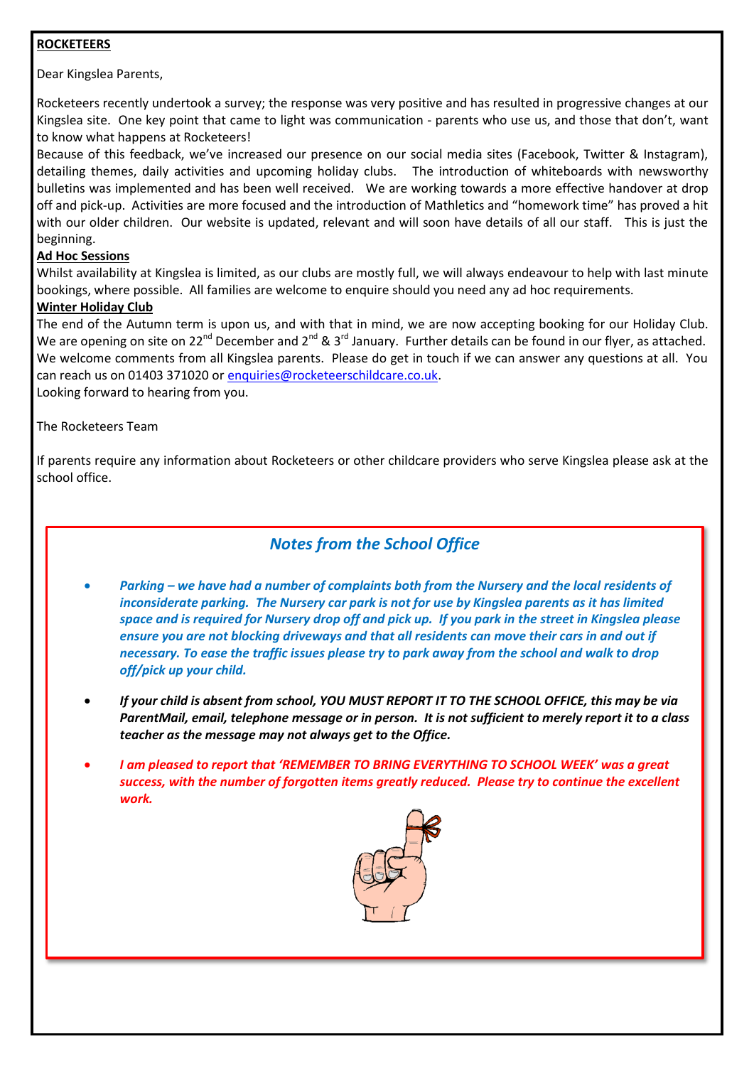**ROCKETEERS**

Dear Kingslea Parents,

Rocketeers recently undertook a survey; the response was very positive and has resulted in progressive changes at our Kingslea site. One key point that came to light was communication - parents who use us, and those that don't, want to know what happens at Rocketeers!

Because of this feedback, we've increased our presence on our social media sites (Facebook, Twitter & Instagram), detailing themes, daily activities and upcoming holiday clubs. The introduction of whiteboards with newsworthy bulletins was implemented and has been well received. We are working towards a more effective handover at drop off and pick-up. Activities are more focused and the introduction of Mathletics and "homework time" has proved a hit with our older children. Our website is updated, relevant and will soon have details of all our staff. This is just the beginning.

**Ad Hoc Sessions**

Whilst availability at Kingslea is limited, as our clubs are mostly full, we will always endeavour to help with last minute bookings, where possible. All families are welcome to enquire should you need any ad hoc requirements.

**Winter Holiday Club**

The end of the Autumn term is upon us, and with that in mind, we are now accepting booking for our Holiday Club. We are opening on site on 22nd December and 2nd & 3rd January. Further details can be found in our flyer, as attached. We welcome comments from all Kingslea parents. Please do get in touch if we can answer any questions at all. You can reach us on 01403 371020 or enquiries@rocketeerschildcare.co.uk.

Looking forward to hearing from you.

The Rocketeers Team

If parents require any information about Rocketeers or other childcare providers who serve Kingslea please ask at the school office.

## *Notes from the School Office*

- ***Parking – we have had a number of complaints both from the Nursery and the local residents of inconsiderate parking. The Nursery car park is not for use by Kingslea parents as it has limited space and is required for Nursery drop off and pick up. If you park in the street in Kingslea please ensure you are not blocking driveways and that all residents can move their cars in and out if necessary. To ease the traffic issues please try to park away from the school and walk to drop off/pick up your child.***

- ***If your child is absent from school, YOU MUST REPORT IT TO THE SCHOOL OFFICE, this may be via ParentMail, email, telephone message or in person. It is not sufficient to merely report it to a class teacher as the message may not always get to the Office.***

- ***I am pleased to report that 'REMEMBER TO BRING EVERYTHING TO SCHOOL WEEK' was a great success, with the number of forgotten items greatly reduced. Please try to continue the excellent work.***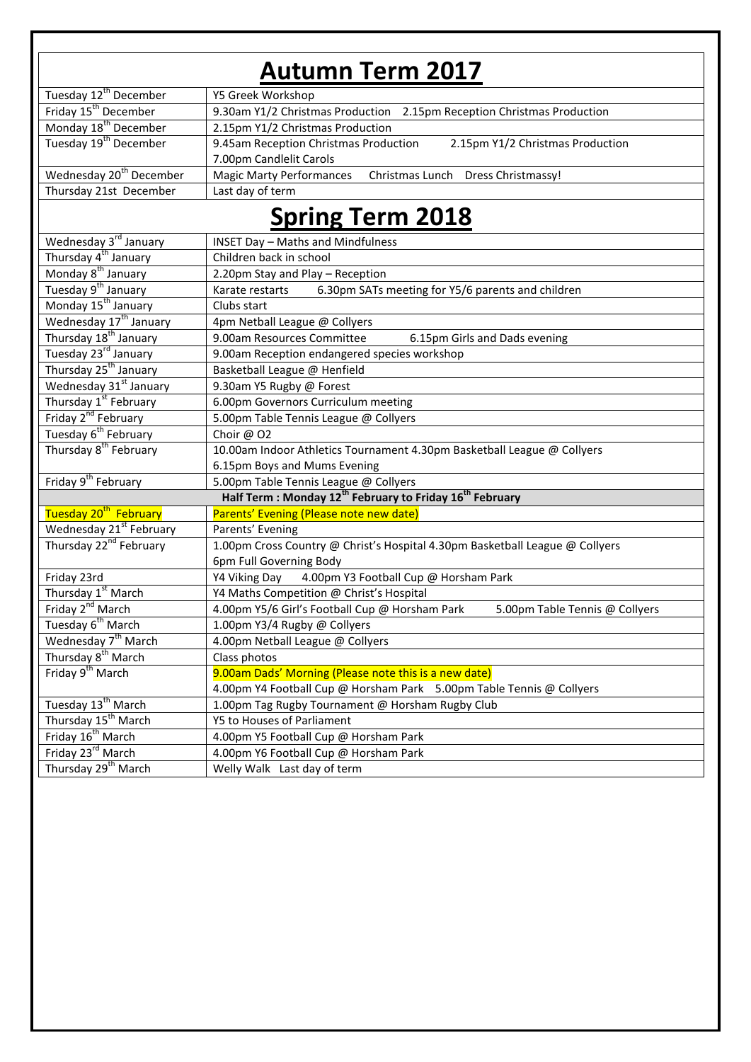# Autumn Term 2017

| | |
|---|---|
| Tuesday 12th December | Y5 Greek Workshop |
| Friday 15th December | 9.30am Y1/2 Christmas Production  2.15pm Reception Christmas Production |
| Monday 18th December | 2.15pm Y1/2 Christmas Production |
| Tuesday 19th December | 9.45am Reception Christmas Production  2.15pm Y1/2 Christmas Production<br>7.00pm Candlelit Carols |
| Wednesday 20th December | Magic Marty Performances  Christmas Lunch  Dress Christmassy! |
| Thursday 21st December | Last day of term |

# Spring Term 2018

| | |
|---|---|
| Wednesday 3rd January | INSET Day – Maths and Mindfulness |
| Thursday 4th January | Children back in school |
| Monday 8th January | 2.20pm Stay and Play – Reception |
| Tuesday 9th January | Karate restarts  6.30pm SATs meeting for Y5/6 parents and children |
| Monday 15th January | Clubs start |
| Wednesday 17th January | 4pm Netball League @ Collyers |
| Thursday 18th January | 9.00am Resources Committee  6.15pm Girls and Dads evening |
| Tuesday 23rd January | 9.00am Reception endangered species workshop |
| Thursday 25th January | Basketball League @ Henfield |
| Wednesday 31st January | 9.30am Y5 Rugby @ Forest |
| Thursday 1st February | 6.00pm Governors Curriculum meeting |
| Friday 2nd February | 5.00pm Table Tennis League @ Collyers |
| Tuesday 6th February | Choir @ O2 |
| Thursday 8th February | 10.00am Indoor Athletics Tournament 4.30pm Basketball League @ Collyers<br>6.15pm Boys and Mums Evening |
| Friday 9th February | 5.00pm Table Tennis League @ Collyers |
| **Half Term : Monday 12th February to Friday 16th February** | |
| Tuesday 20th February | Parents' Evening (Please note new date) |
| Wednesday 21st February | Parents' Evening |
| Thursday 22nd February | 1.00pm Cross Country @ Christ's Hospital 4.30pm Basketball League @ Collyers<br>6pm Full Governing Body |
| Friday 23rd | Y4 Viking Day  4.00pm Y3 Football Cup @ Horsham Park |
| Thursday 1st March | Y4 Maths Competition @ Christ's Hospital |
| Friday 2nd March | 4.00pm Y5/6 Girl's Football Cup @ Horsham Park  5.00pm Table Tennis @ Collyers |
| Tuesday 6th March | 1.00pm Y3/4 Rugby @ Collyers |
| Wednesday 7th March | 4.00pm Netball League @ Collyers |
| Thursday 8th March | Class photos |
| Friday 9th March | 9.00am Dads' Morning (Please note this is a new date)<br>4.00pm Y4 Football Cup @ Horsham Park  5.00pm Table Tennis @ Collyers |
| Tuesday 13th March | 1.00pm Tag Rugby Tournament @ Horsham Rugby Club |
| Thursday 15th March | Y5 to Houses of Parliament |
| Friday 16th March | 4.00pm Y5 Football Cup @ Horsham Park |
| Friday 23rd March | 4.00pm Y6 Football Cup @ Horsham Park |
| Thursday 29th March | Welly Walk  Last day of term |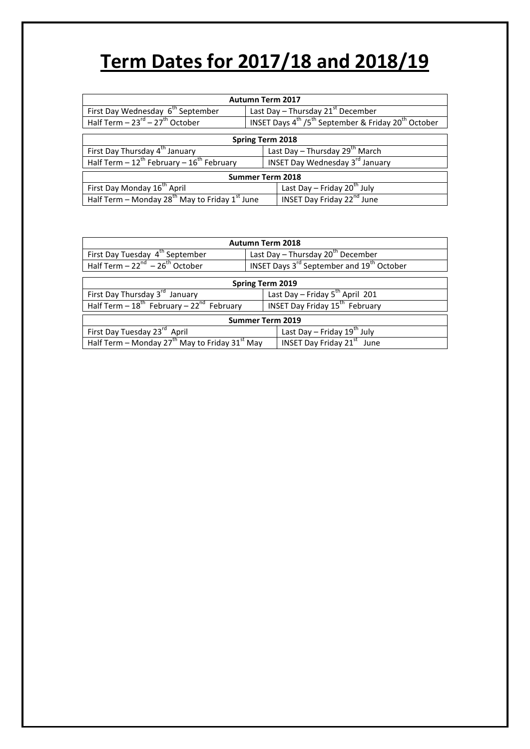# Term Dates for 2017/18 and 2018/19

| Autumn Term 2017 | |
|---|---|
| First Day Wednesday 6th September | Last Day – Thursday 21st December |
| Half Term – 23rd – 27th October | INSET Days 4th /5th September & Friday 20th October |

| Spring Term 2018 | |
|---|---|
| First Day Thursday 4th January | Last Day – Thursday 29th March |
| Half Term – 12th February – 16th February | INSET Day Wednesday 3rd January |

| Summer Term 2018 | |
|---|---|
| First Day Monday 16th April | Last Day – Friday 20th July |
| Half Term – Monday 28th May to Friday 1st June | INSET Day Friday 22nd June |

| Autumn Term 2018 | |
|---|---|
| First Day Tuesday 4th September | Last Day – Thursday 20th December |
| Half Term – 22nd – 26th October | INSET Days 3rd September and 19th October |

| Spring Term 2019 | |
|---|---|
| First Day Thursday 3rd January | Last Day – Friday 5th April 201 |
| Half Term – 18th February – 22nd February | INSET Day Friday 15th February |

| Summer Term 2019 | |
|---|---|
| First Day Tuesday 23rd April | Last Day – Friday 19th July |
| Half Term – Monday 27th May to Friday 31st May | INSET Day Friday 21st June |